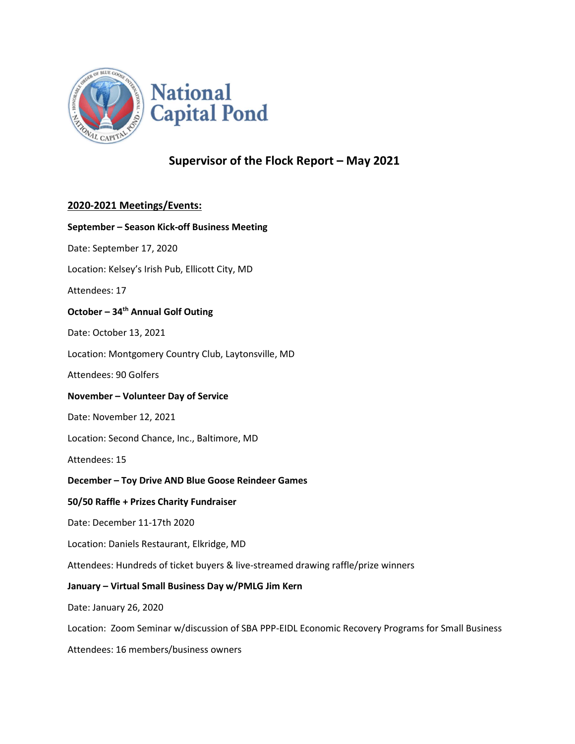National Capital Pond

# Supervisor of the Flock Report – May 2021

## 2020-2021 Meetings/Events:

**September – Season Kick-off Business Meeting**

Date: September 17, 2020

Location: Kelsey's Irish Pub, Ellicott City, MD

Attendees: 17

**October – 34th Annual Golf Outing**

Date: October 13, 2021

Location: Montgomery Country Club, Laytonsville, MD

Attendees: 90 Golfers

**November – Volunteer Day of Service**

Date: November 12, 2021

Location: Second Chance, Inc., Baltimore, MD

Attendees: 15

**December – Toy Drive AND Blue Goose Reindeer Games**

**50/50 Raffle + Prizes Charity Fundraiser**

Date: December 11-17th 2020

Location: Daniels Restaurant, Elkridge, MD

Attendees: Hundreds of ticket buyers & live-streamed drawing raffle/prize winners

**January – Virtual Small Business Day w/PMLG Jim Kern**

Date: January 26, 2020

Location: Zoom Seminar w/discussion of SBA PPP-EIDL Economic Recovery Programs for Small Business

Attendees: 16 members/business owners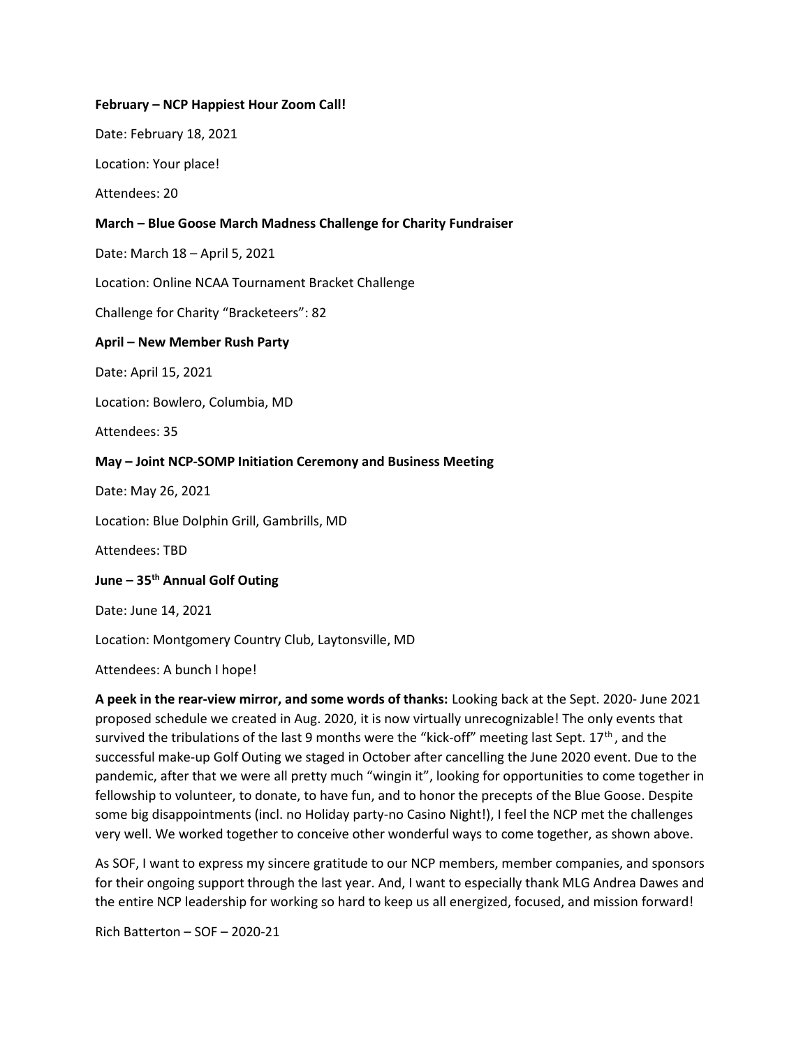**February – NCP Happiest Hour Zoom Call!**

Date: February 18, 2021

Location: Your place!

Attendees: 20

**March – Blue Goose March Madness Challenge for Charity Fundraiser**

Date: March 18 – April 5, 2021

Location: Online NCAA Tournament Bracket Challenge

Challenge for Charity "Bracketeers": 82

**April – New Member Rush Party**

Date: April 15, 2021

Location: Bowlero, Columbia, MD

Attendees: 35

**May – Joint NCP-SOMP Initiation Ceremony and Business Meeting**

Date: May 26, 2021

Location: Blue Dolphin Grill, Gambrills, MD

Attendees: TBD

**June – 35th Annual Golf Outing**

Date: June 14, 2021

Location: Montgomery Country Club, Laytonsville, MD

Attendees: A bunch I hope!

**A peek in the rear-view mirror, and some words of thanks:** Looking back at the Sept. 2020- June 2021 proposed schedule we created in Aug. 2020, it is now virtually unrecognizable! The only events that survived the tribulations of the last 9 months were the "kick-off" meeting last Sept. 17th, and the successful make-up Golf Outing we staged in October after cancelling the June 2020 event. Due to the pandemic, after that we were all pretty much "wingin it", looking for opportunities to come together in fellowship to volunteer, to donate, to have fun, and to honor the precepts of the Blue Goose. Despite some big disappointments (incl. no Holiday party-no Casino Night!), I feel the NCP met the challenges very well. We worked together to conceive other wonderful ways to come together, as shown above.

As SOF, I want to express my sincere gratitude to our NCP members, member companies, and sponsors for their ongoing support through the last year. And, I want to especially thank MLG Andrea Dawes and the entire NCP leadership for working so hard to keep us all energized, focused, and mission forward!

Rich Batterton – SOF – 2020-21